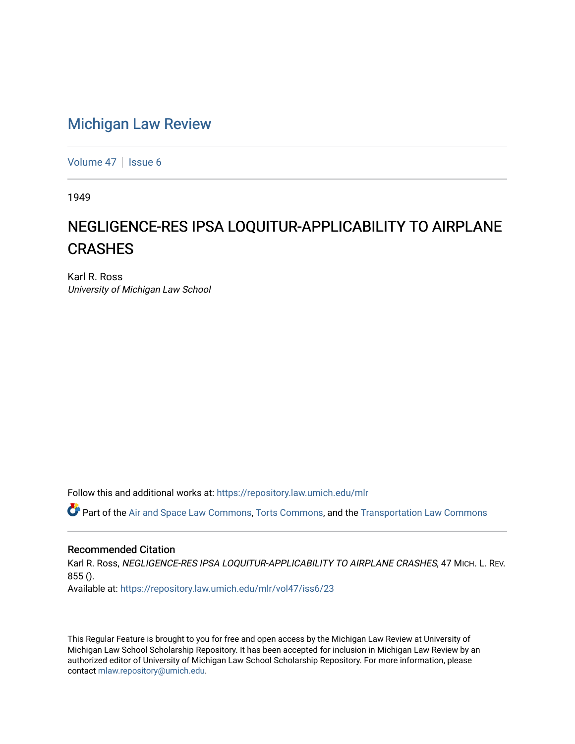# Michigan Law Review

Volume 47 | Issue 6

1949

## NEGLIGENCE-RES IPSA LOQUITUR-APPLICABILITY TO AIRPLANE CRASHES

Karl R. Ross
*University of Michigan Law School*

Follow this and additional works at: https://repository.law.umich.edu/mlr

Part of the Air and Space Law Commons, Torts Commons, and the Transportation Law Commons

### Recommended Citation

Karl R. Ross, *NEGLIGENCE-RES IPSA LOQUITUR-APPLICABILITY TO AIRPLANE CRASHES*, 47 MICH. L. REV. 855 ().
Available at: https://repository.law.umich.edu/mlr/vol47/iss6/23

This Regular Feature is brought to you for free and open access by the Michigan Law Review at University of Michigan Law School Scholarship Repository. It has been accepted for inclusion in Michigan Law Review by an authorized editor of University of Michigan Law School Scholarship Repository. For more information, please contact mlaw.repository@umich.edu.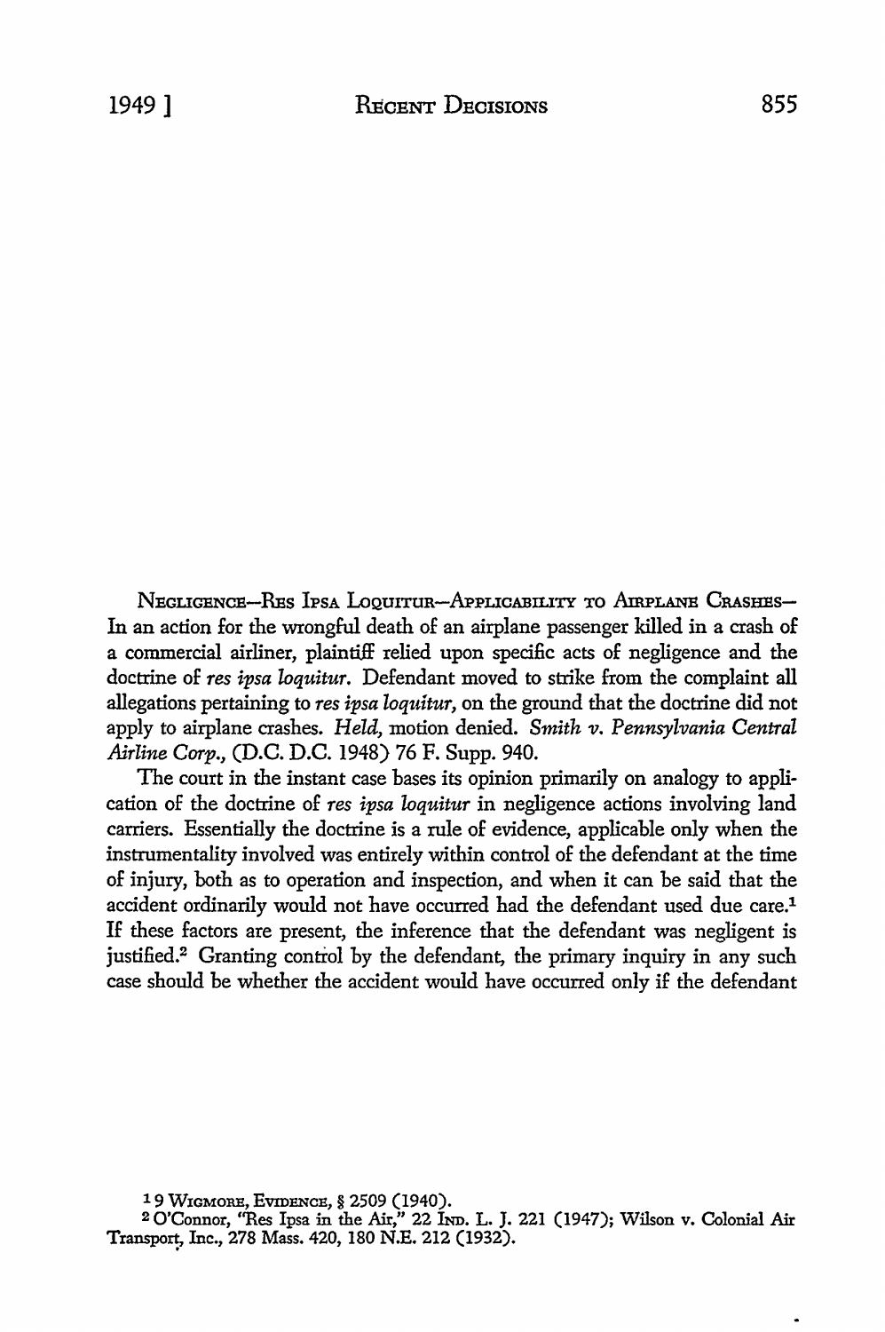NEGLIGENCE—RES IPSA LOQUITUR—APPLICABILITY TO AIRPLANE CRASHES—In an action for the wrongful death of an airplane passenger killed in a crash of a commercial airliner, plaintiff relied upon specific acts of negligence and the doctrine of *res ipsa loquitur*. Defendant moved to strike from the complaint all allegations pertaining to *res ipsa loquitur*, on the ground that the doctrine did not apply to airplane crashes. *Held*, motion denied. *Smith v. Pennsylvania Central Airline Corp.*, (D.C. D.C. 1948) 76 F. Supp. 940.

The court in the instant case bases its opinion primarily on analogy to application of the doctrine of *res ipsa loquitur* in negligence actions involving land carriers. Essentially the doctrine is a rule of evidence, applicable only when the instrumentality involved was entirely within control of the defendant at the time of injury, both as to operation and inspection, and when it can be said that the accident ordinarily would not have occurred had the defendant used due care.[1] If these factors are present, the inference that the defendant was negligent is justified.[2] Granting control by the defendant, the primary inquiry in any such case should be whether the accident would have occurred only if the defendant

[1] 9 WIGMORE, EVIDENCE, § 2509 (1940).

[2] O'Connor, "Res Ipsa in the Air," 22 IND. L. J. 221 (1947); Wilson v. Colonial Air Transport, Inc., 278 Mass. 420, 180 N.E. 212 (1932).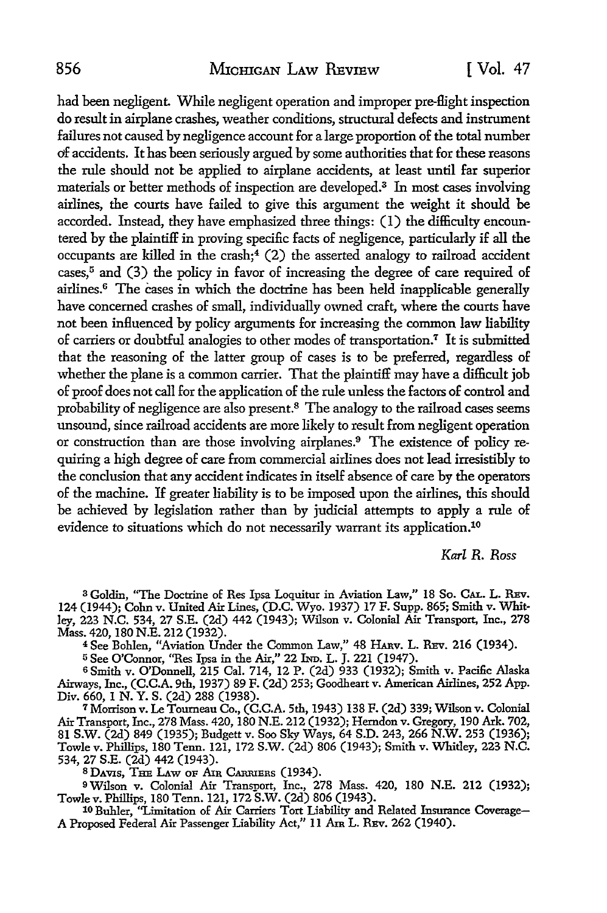had been negligent. While negligent operation and improper pre-flight inspection do result in airplane crashes, weather conditions, structural defects and instrument failures not caused by negligence account for a large proportion of the total number of accidents. It has been seriously argued by some authorities that for these reasons the rule should not be applied to airplane accidents, at least until far superior materials or better methods of inspection are developed.[3] In most cases involving airlines, the courts have failed to give this argument the weight it should be accorded. Instead, they have emphasized three things: (1) the difficulty encountered by the plaintiff in proving specific facts of negligence, particularly if all the occupants are killed in the crash;[4] (2) the asserted analogy to railroad accident cases,[5] and (3) the policy in favor of increasing the degree of care required of airlines.[6] The cases in which the doctrine has been held inapplicable generally have concerned crashes of small, individually owned craft, where the courts have not been influenced by policy arguments for increasing the common law liability of carriers or doubtful analogies to other modes of transportation.[7] It is submitted that the reasoning of the latter group of cases is to be preferred, regardless of whether the plane is a common carrier. That the plaintiff may have a difficult job of proof does not call for the application of the rule unless the factors of control and probability of negligence are also present.[8] The analogy to the railroad cases seems unsound, since railroad accidents are more likely to result from negligent operation or construction than are those involving airplanes.[9] The existence of policy requiring a high degree of care from commercial airlines does not lead irresistibly to the conclusion that any accident indicates in itself absence of care by the operators of the machine. If greater liability is to be imposed upon the airlines, this should be achieved by legislation rather than by judicial attempts to apply a rule of evidence to situations which do not necessarily warrant its application.[10]

*Karl R. Ross*

[3] Goldin, "The Doctrine of Res Ipsa Loquitur in Aviation Law," 18 So. Cal. L. Rev. 124 (1944); Cohn v. United Air Lines, (D.C. Wyo. 1937) 17 F. Supp. 865; Smith v. Whitley, 223 N.C. 534, 27 S.E. (2d) 442 (1943); Wilson v. Colonial Air Transport, Inc., 278 Mass. 420, 180 N.E. 212 (1932).

[4] See Bohlen, "Aviation Under the Common Law," 48 Harv. L. Rev. 216 (1934).

[5] See O'Connor, "Res Ipsa in the Air," 22 Ind. L. J. 221 (1947).

[6] Smith v. O'Donnell, 215 Cal. 714, 12 P. (2d) 933 (1932); Smith v. Pacific Alaska Airways, Inc., (C.C.A. 9th, 1937) 89 F. (2d) 253; Goodheart v. American Airlines, 252 App. Div. 660, 1 N. Y. S. (2d) 288 (1938).

[7] Morrison v. Le Tourneau Co., (C.C.A. 5th, 1943) 138 F. (2d) 339; Wilson v. Colonial Air Transport, Inc., 278 Mass. 420, 180 N.E. 212 (1932); Herndon v. Gregory, 190 Ark. 702, 81 S.W. (2d) 849 (1935); Budgett v. Soo Sky Ways, 64 S.D. 243, 266 N.W. 253 (1936); Towle v. Phillips, 180 Tenn. 121, 172 S.W. (2d) 806 (1943); Smith v. Whitley, 223 N.C. 534, 27 S.E. (2d) 442 (1943).

[8] Davis, The Law of Air Carriers (1934).

[9] Wilson v. Colonial Air Transport, Inc., 278 Mass. 420, 180 N.E. 212 (1932); Towle v. Phillips, 180 Tenn. 121, 172 S.W. (2d) 806 (1943).

[10] Buhler, "Limitation of Air Carriers Tort Liability and Related Insurance Coverage—A Proposed Federal Air Passenger Liability Act," 11 Air L. Rev. 262 (1940).